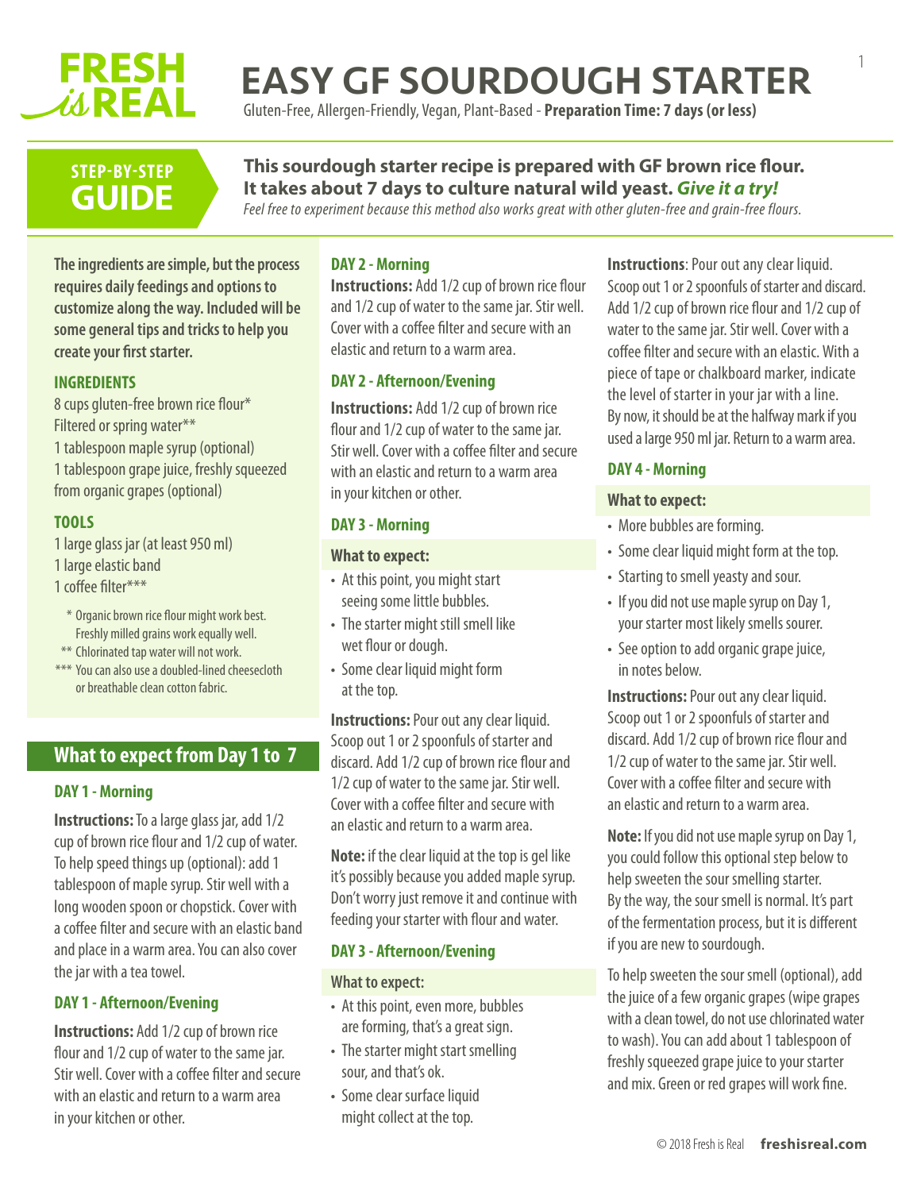FRESH is REAL

# EASY GF SOURDOUGH STARTER

Gluten-Free, Allergen-Friendly, Vegan, Plant-Based - **Preparation Time: 7 days (or less)**

**STEP-BY-STEP GUIDE**

**This sourdough starter recipe is prepared with GF brown rice flour. It takes about 7 days to culture natural wild yeast. *Give it a try!***

*Feel free to experiment because this method also works great with other gluten-free and grain-free flours.*

**The ingredients are simple, but the process requires daily feedings and options to customize along the way. Included will be some general tips and tricks to help you create your first starter.**

### INGREDIENTS

8 cups gluten-free brown rice flour*
Filtered or spring water**
1 tablespoon maple syrup (optional)
1 tablespoon grape juice, freshly squeezed from organic grapes (optional)

### TOOLS

1 large glass jar (at least 950 ml)
1 large elastic band
1 coffee filter***

\* Organic brown rice flour might work best. Freshly milled grains work equally well.
** Chlorinated tap water will not work.
*** You can also use a doubled-lined cheesecloth or breathable clean cotton fabric.

## What to expect from Day 1 to 7

### DAY 1 - Morning

**Instructions:** To a large glass jar, add 1/2 cup of brown rice flour and 1/2 cup of water. To help speed things up (optional): add 1 tablespoon of maple syrup. Stir well with a long wooden spoon or chopstick. Cover with a coffee filter and secure with an elastic band and place in a warm area. You can also cover the jar with a tea towel.

### DAY 1 - Afternoon/Evening

**Instructions:** Add 1/2 cup of brown rice flour and 1/2 cup of water to the same jar. Stir well. Cover with a coffee filter and secure with an elastic and return to a warm area in your kitchen or other.

### DAY 2 - Morning

**Instructions:** Add 1/2 cup of brown rice flour and 1/2 cup of water to the same jar. Stir well. Cover with a coffee filter and secure with an elastic and return to a warm area.

### DAY 2 - Afternoon/Evening

**Instructions:** Add 1/2 cup of brown rice flour and 1/2 cup of water to the same jar. Stir well. Cover with a coffee filter and secure with an elastic and return to a warm area in your kitchen or other.

### DAY 3 - Morning

**What to expect:**

- At this point, you might start seeing some little bubbles.
- The starter might still smell like wet flour or dough.
- Some clear liquid might form at the top.

**Instructions:** Pour out any clear liquid. Scoop out 1 or 2 spoonfuls of starter and discard. Add 1/2 cup of brown rice flour and 1/2 cup of water to the same jar. Stir well. Cover with a coffee filter and secure with an elastic and return to a warm area.

**Note:** if the clear liquid at the top is gel like it's possibly because you added maple syrup. Don't worry just remove it and continue with feeding your starter with flour and water.

### DAY 3 - Afternoon/Evening

**What to expect:**

- At this point, even more, bubbles are forming, that's a great sign.
- The starter might start smelling sour, and that's ok.
- Some clear surface liquid might collect at the top.

**Instructions**: Pour out any clear liquid. Scoop out 1 or 2 spoonfuls of starter and discard. Add 1/2 cup of brown rice flour and 1/2 cup of water to the same jar. Stir well. Cover with a coffee filter and secure with an elastic. With a piece of tape or chalkboard marker, indicate the level of starter in your jar with a line. By now, it should be at the halfway mark if you used a large 950 ml jar. Return to a warm area.

### DAY 4 - Morning

**What to expect:**

- More bubbles are forming.
- Some clear liquid might form at the top.
- Starting to smell yeasty and sour.
- If you did not use maple syrup on Day 1, your starter most likely smells sourer.
- See option to add organic grape juice, in notes below.

**Instructions:** Pour out any clear liquid. Scoop out 1 or 2 spoonfuls of starter and discard. Add 1/2 cup of brown rice flour and 1/2 cup of water to the same jar. Stir well. Cover with a coffee filter and secure with an elastic and return to a warm area.

**Note:** If you did not use maple syrup on Day 1, you could follow this optional step below to help sweeten the sour smelling starter. By the way, the sour smell is normal. It's part of the fermentation process, but it is different if you are new to sourdough.

To help sweeten the sour smell (optional), add the juice of a few organic grapes (wipe grapes with a clean towel, do not use chlorinated water to wash). You can add about 1 tablespoon of freshly squeezed grape juice to your starter and mix. Green or red grapes will work fine.

© 2018 Fresh is Real **freshisreal.com**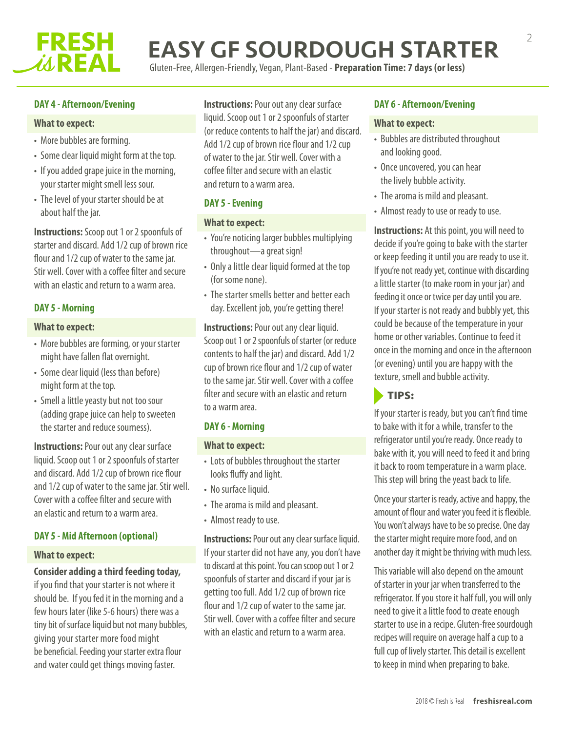# EASY GF SOURDOUGH STARTER

Gluten-Free, Allergen-Friendly, Vegan, Plant-Based - **Preparation Time: 7 days (or less)**

### DAY 4 - Afternoon/Evening

**What to expect:**

- More bubbles are forming.
- Some clear liquid might form at the top.
- If you added grape juice in the morning, your starter might smell less sour.
- The level of your starter should be at about half the jar.

**Instructions:** Scoop out 1 or 2 spoonfuls of starter and discard. Add 1/2 cup of brown rice flour and 1/2 cup of water to the same jar. Stir well. Cover with a coffee filter and secure with an elastic and return to a warm area.

### DAY 5 - Morning

**What to expect:**

- More bubbles are forming, or your starter might have fallen flat overnight.
- Some clear liquid (less than before) might form at the top.
- Smell a little yeasty but not too sour (adding grape juice can help to sweeten the starter and reduce sourness).

**Instructions:** Pour out any clear surface liquid. Scoop out 1 or 2 spoonfuls of starter and discard. Add 1/2 cup of brown rice flour and 1/2 cup of water to the same jar. Stir well. Cover with a coffee filter and secure with an elastic and return to a warm area.

### DAY 5 - Mid Afternoon (optional)

**What to expect:**

**Consider adding a third feeding today,** if you find that your starter is not where it should be. If you fed it in the morning and a few hours later (like 5-6 hours) there was a tiny bit of surface liquid but not many bubbles, giving your starter more food might be beneficial. Feeding your starter extra flour and water could get things moving faster.

**Instructions:** Pour out any clear surface liquid. Scoop out 1 or 2 spoonfuls of starter (or reduce contents to half the jar) and discard. Add 1/2 cup of brown rice flour and 1/2 cup of water to the jar. Stir well. Cover with a coffee filter and secure with an elastic and return to a warm area.

### DAY 5 - Evening

**What to expect:**

- You're noticing larger bubbles multiplying throughout—a great sign!
- Only a little clear liquid formed at the top (for some none).
- The starter smells better and better each day. Excellent job, you're getting there!

**Instructions:** Pour out any clear liquid. Scoop out 1 or 2 spoonfuls of starter (or reduce contents to half the jar) and discard. Add 1/2 cup of brown rice flour and 1/2 cup of water to the same jar. Stir well. Cover with a coffee filter and secure with an elastic and return to a warm area.

### DAY 6 - Morning

**What to expect:**

- Lots of bubbles throughout the starter looks fluffy and light.
- No surface liquid.
- The aroma is mild and pleasant.
- Almost ready to use.

**Instructions:** Pour out any clear surface liquid. If your starter did not have any, you don't have to discard at this point. You can scoop out 1 or 2 spoonfuls of starter and discard if your jar is getting too full. Add 1/2 cup of brown rice flour and 1/2 cup of water to the same jar. Stir well. Cover with a coffee filter and secure with an elastic and return to a warm area.

### DAY 6 - Afternoon/Evening

**What to expect:**

- Bubbles are distributed throughout and looking good.
- Once uncovered, you can hear the lively bubble activity.
- The aroma is mild and pleasant.
- Almost ready to use or ready to use.

**Instructions:** At this point, you will need to decide if you're going to bake with the starter or keep feeding it until you are ready to use it. If you're not ready yet, continue with discarding a little starter (to make room in your jar) and feeding it once or twice per day until you are. If your starter is not ready and bubbly yet, this could be because of the temperature in your home or other variables. Continue to feed it once in the morning and once in the afternoon (or evening) until you are happy with the texture, smell and bubble activity.

### TIPS:

If your starter is ready, but you can't find time to bake with it for a while, transfer to the refrigerator until you're ready. Once ready to bake with it, you will need to feed it and bring it back to room temperature in a warm place. This step will bring the yeast back to life.

Once your starter is ready, active and happy, the amount of flour and water you feed it is flexible. You won't always have to be so precise. One day the starter might require more food, and on another day it might be thriving with much less.

This variable will also depend on the amount of starter in your jar when transferred to the refrigerator. If you store it half full, you will only need to give it a little food to create enough starter to use in a recipe. Gluten-free sourdough recipes will require on average half a cup to a full cup of lively starter. This detail is excellent to keep in mind when preparing to bake.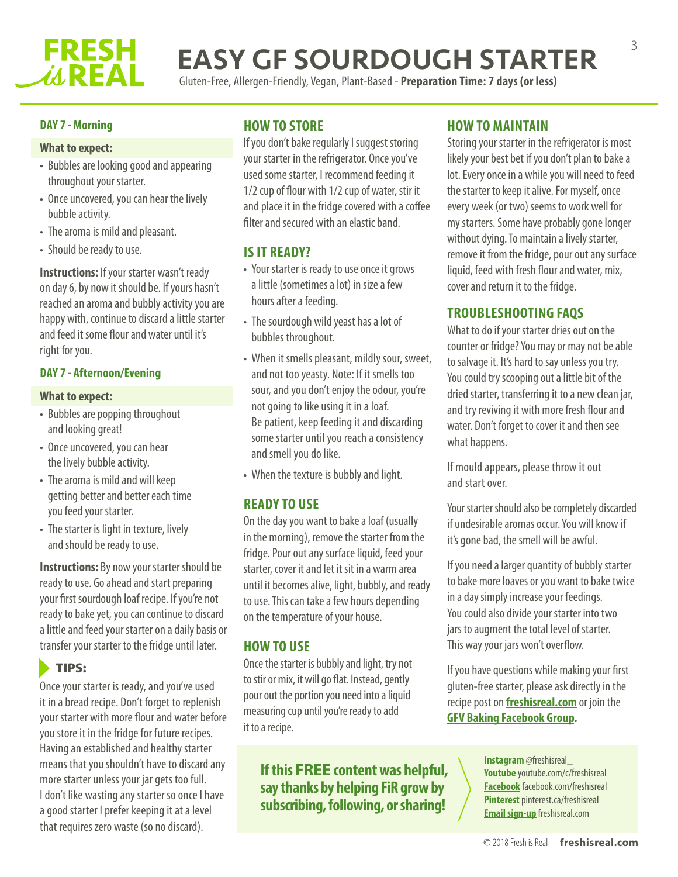# EASY GF SOURDOUGH STARTER

Gluten-Free, Allergen-Friendly, Vegan, Plant-Based - **Preparation Time: 7 days (or less)**

### DAY 7 - Morning

**What to expect:**

- Bubbles are looking good and appearing throughout your starter.
- Once uncovered, you can hear the lively bubble activity.
- The aroma is mild and pleasant.
- Should be ready to use.

**Instructions:** If your starter wasn't ready on day 6, by now it should be. If yours hasn't reached an aroma and bubbly activity you are happy with, continue to discard a little starter and feed it some flour and water until it's right for you.

### DAY 7 - Afternoon/Evening

**What to expect:**

- Bubbles are popping throughout and looking great!
- Once uncovered, you can hear the lively bubble activity.
- The aroma is mild and will keep getting better and better each time you feed your starter.
- The starter is light in texture, lively and should be ready to use.

**Instructions:** By now your starter should be ready to use. Go ahead and start preparing your first sourdough loaf recipe. If you're not ready to bake yet, you can continue to discard a little and feed your starter on a daily basis or transfer your starter to the fridge until later.

### TIPS:

Once your starter is ready, and you've used it in a bread recipe. Don't forget to replenish your starter with more flour and water before you store it in the fridge for future recipes. Having an established and healthy starter means that you shouldn't have to discard any more starter unless your jar gets too full. I don't like wasting any starter so once I have a good starter I prefer keeping it at a level that requires zero waste (so no discard).

## HOW TO STORE

If you don't bake regularly I suggest storing your starter in the refrigerator. Once you've used some starter, I recommend feeding it 1/2 cup of flour with 1/2 cup of water, stir it and place it in the fridge covered with a coffee filter and secured with an elastic band.

## IS IT READY?

- Your starter is ready to use once it grows a little (sometimes a lot) in size a few hours after a feeding.
- The sourdough wild yeast has a lot of bubbles throughout.
- When it smells pleasant, mildly sour, sweet, and not too yeasty. Note: If it smells too sour, and you don't enjoy the odour, you're not going to like using it in a loaf. Be patient, keep feeding it and discarding some starter until you reach a consistency and smell you do like.
- When the texture is bubbly and light.

## READY TO USE

On the day you want to bake a loaf (usually in the morning), remove the starter from the fridge. Pour out any surface liquid, feed your starter, cover it and let it sit in a warm area until it becomes alive, light, bubbly, and ready to use. This can take a few hours depending on the temperature of your house.

## HOW TO USE

Once the starter is bubbly and light, try not to stir or mix, it will go flat. Instead, gently pour out the portion you need into a liquid measuring cup until you're ready to add it to a recipe.

## HOW TO MAINTAIN

Storing your starter in the refrigerator is most likely your best bet if you don't plan to bake a lot. Every once in a while you will need to feed the starter to keep it alive. For myself, once every week (or two) seems to work well for my starters. Some have probably gone longer without dying. To maintain a lively starter, remove it from the fridge, pour out any surface liquid, feed with fresh flour and water, mix, cover and return it to the fridge.

## TROUBLESHOOTING FAQS

What to do if your starter dries out on the counter or fridge? You may or may not be able to salvage it. It's hard to say unless you try. You could try scooping out a little bit of the dried starter, transferring it to a new clean jar, and try reviving it with more fresh flour and water. Don't forget to cover it and then see what happens.

If mould appears, please throw it out and start over.

Your starter should also be completely discarded if undesirable aromas occur. You will know if it's gone bad, the smell will be awful.

If you need a larger quantity of bubbly starter to bake more loaves or you want to bake twice in a day simply increase your feedings. You could also divide your starter into two jars to augment the total level of starter. This way your jars won't overflow.

If you have questions while making your first gluten-free starter, please ask directly in the recipe post on **freshisreal.com** or join the **GFV Baking Facebook Group**.

**If this FREE content was helpful, say thanks by helping FiR grow by subscribing, following, or sharing!**

**Instagram** @freshisreal_
**Youtube** youtube.com/c/freshisreal
**Facebook** facebook.com/freshisreal
**Pinterest** pinterest.ca/freshisreal
**Email sign-up** freshisreal.com

© 2018 Fresh is Real **freshisreal.com**